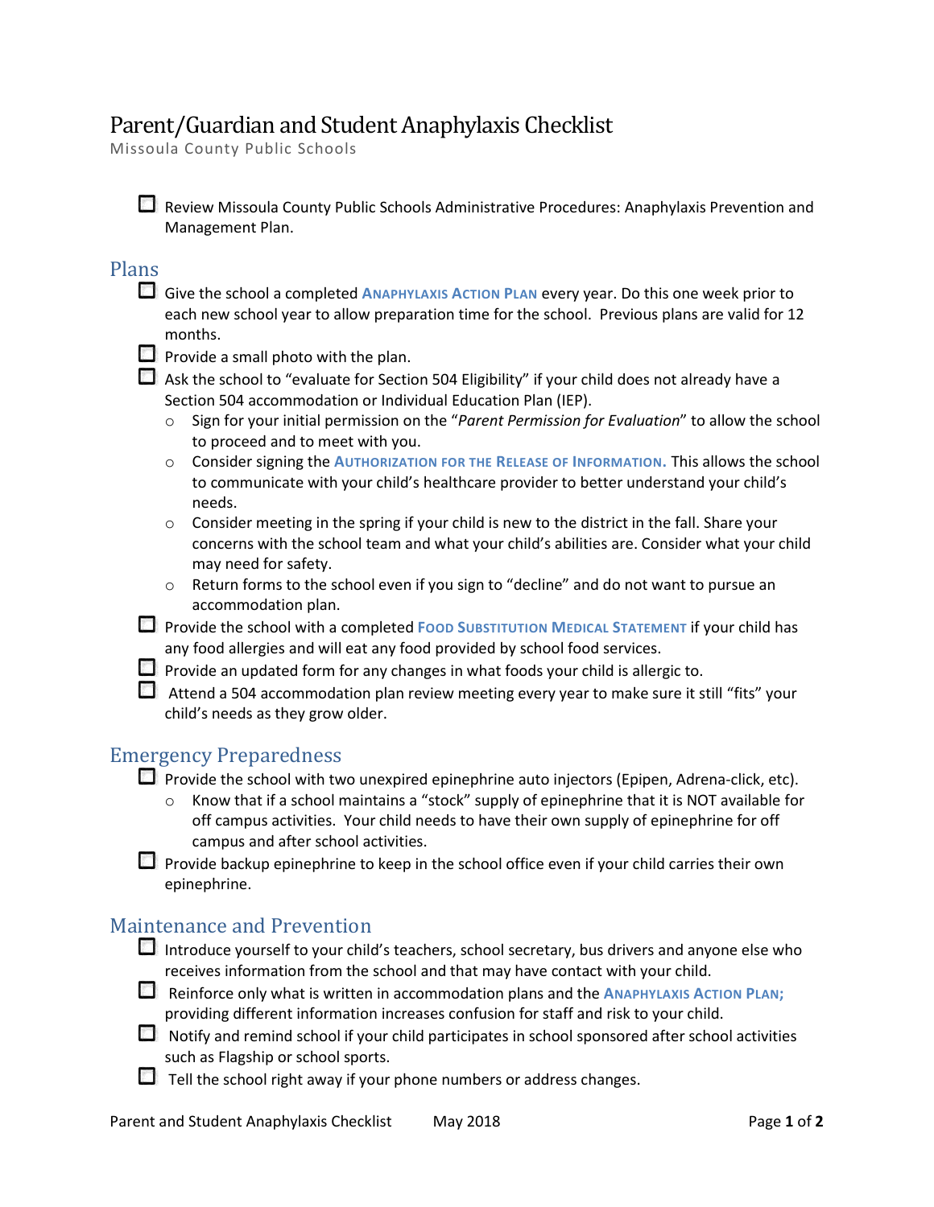# Parent/Guardian and Student Anaphylaxis Checklist

Missoula County Public Schools

- [ ] Review Missoula County Public Schools Administrative Procedures: Anaphylaxis Prevention and Management Plan.

## Plans

- [ ] Give the school a completed **ANAPHYLAXIS ACTION PLAN** every year. Do this one week prior to each new school year to allow preparation time for the school. Previous plans are valid for 12 months.
- [ ] Provide a small photo with the plan.
- [ ] Ask the school to "evaluate for Section 504 Eligibility" if your child does not already have a Section 504 accommodation or Individual Education Plan (IEP).
  - Sign for your initial permission on the "*Parent Permission for Evaluation*" to allow the school to proceed and to meet with you.
  - Consider signing the **AUTHORIZATION FOR THE RELEASE OF INFORMATION.** This allows the school to communicate with your child's healthcare provider to better understand your child's needs.
  - Consider meeting in the spring if your child is new to the district in the fall. Share your concerns with the school team and what your child's abilities are. Consider what your child may need for safety.
  - Return forms to the school even if you sign to "decline" and do not want to pursue an accommodation plan.
- [ ] Provide the school with a completed **FOOD SUBSTITUTION MEDICAL STATEMENT** if your child has any food allergies and will eat any food provided by school food services.
- [ ] Provide an updated form for any changes in what foods your child is allergic to.
- [ ] Attend a 504 accommodation plan review meeting every year to make sure it still "fits" your child's needs as they grow older.

## Emergency Preparedness

- [ ] Provide the school with two unexpired epinephrine auto injectors (Epipen, Adrena-click, etc).
  - Know that if a school maintains a "stock" supply of epinephrine that it is NOT available for off campus activities. Your child needs to have their own supply of epinephrine for off campus and after school activities.
- [ ] Provide backup epinephrine to keep in the school office even if your child carries their own epinephrine.

## Maintenance and Prevention

- [ ] Introduce yourself to your child's teachers, school secretary, bus drivers and anyone else who receives information from the school and that may have contact with your child.
- [ ] Reinforce only what is written in accommodation plans and the **ANAPHYLAXIS ACTION PLAN;** providing different information increases confusion for staff and risk to your child.
- [ ] Notify and remind school if your child participates in school sponsored after school activities such as Flagship or school sports.
- [ ] Tell the school right away if your phone numbers or address changes.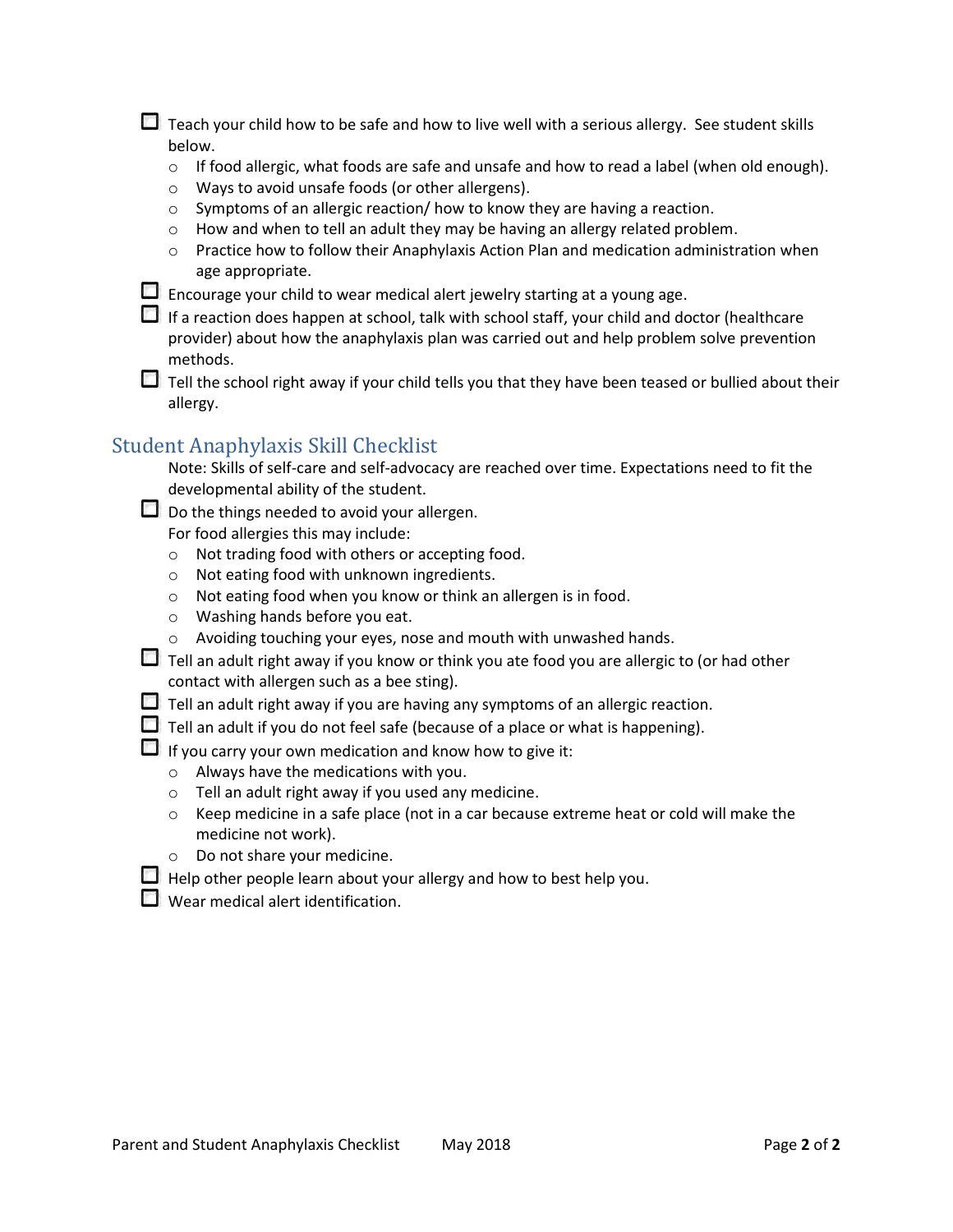- [ ] Teach your child how to be safe and how to live well with a serious allergy. See student skills below.
  - If food allergic, what foods are safe and unsafe and how to read a label (when old enough).
  - Ways to avoid unsafe foods (or other allergens).
  - Symptoms of an allergic reaction/ how to know they are having a reaction.
  - How and when to tell an adult they may be having an allergy related problem.
  - Practice how to follow their Anaphylaxis Action Plan and medication administration when age appropriate.
- [ ] Encourage your child to wear medical alert jewelry starting at a young age.
- [ ] If a reaction does happen at school, talk with school staff, your child and doctor (healthcare provider) about how the anaphylaxis plan was carried out and help problem solve prevention methods.
- [ ] Tell the school right away if your child tells you that they have been teased or bullied about their allergy.

## Student Anaphylaxis Skill Checklist

Note: Skills of self-care and self-advocacy are reached over time. Expectations need to fit the developmental ability of the student.

- [ ] Do the things needed to avoid your allergen.
  For food allergies this may include:
  - Not trading food with others or accepting food.
  - Not eating food with unknown ingredients.
  - Not eating food when you know or think an allergen is in food.
  - Washing hands before you eat.
  - Avoiding touching your eyes, nose and mouth with unwashed hands.
- [ ] Tell an adult right away if you know or think you ate food you are allergic to (or had other contact with allergen such as a bee sting).
- [ ] Tell an adult right away if you are having any symptoms of an allergic reaction.
- [ ] Tell an adult if you do not feel safe (because of a place or what is happening).
- [ ] If you carry your own medication and know how to give it:
  - Always have the medications with you.
  - Tell an adult right away if you used any medicine.
  - Keep medicine in a safe place (not in a car because extreme heat or cold will make the medicine not work).
  - Do not share your medicine.
- [ ] Help other people learn about your allergy and how to best help you.
- [ ] Wear medical alert identification.